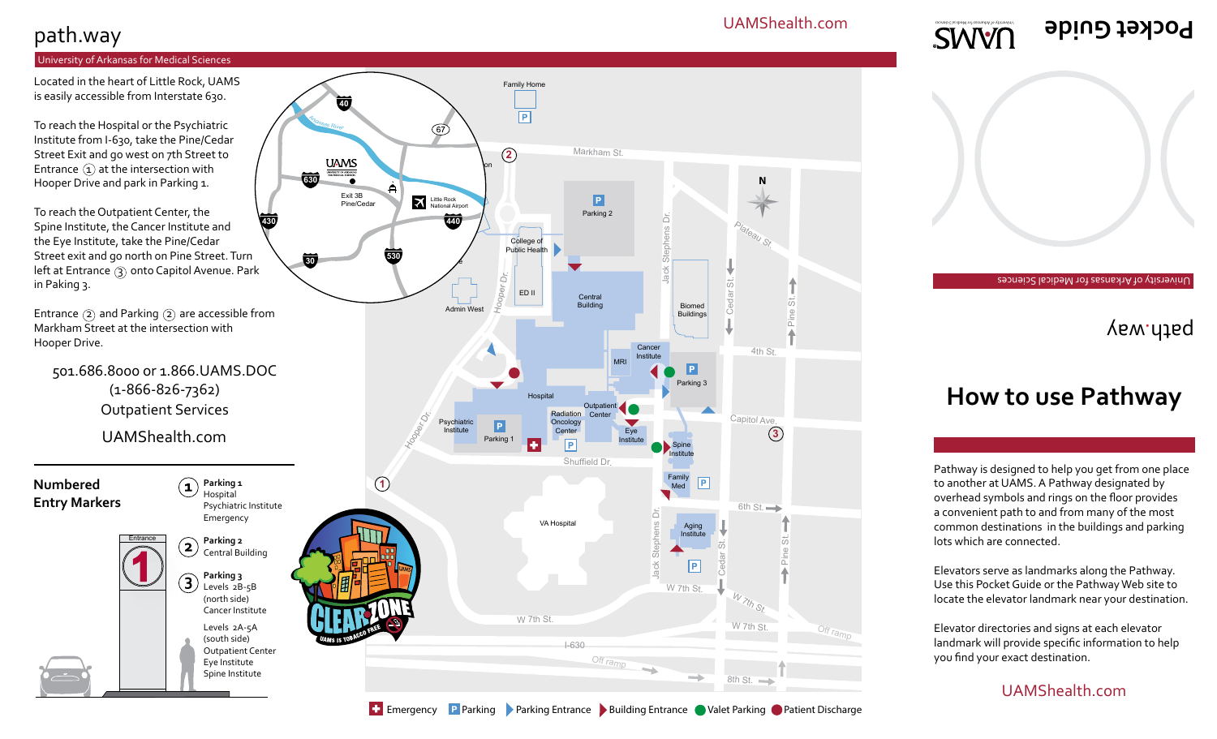# path.way

University of Arkansas for Medical Sciences

UAMShealth.com

Located in the heart of Little Rock, UAMS is easily accessible from Interstate 630.

To reach the Hospital or the Psychiatric Institute from I-630, take the Pine/Cedar Street Exit and go west on 7th Street to Entrance (1) at the intersection with Hooper Drive and park in Parking 1.

To reach the Outpatient Center, the Spine Institute, the Cancer Institute and the Eye Institute, take the Pine/Cedar Street exit and go north on Pine Street. Turn left at Entrance (3) onto Capitol Avenue. Park in Paking 3.

Entrance (2) and Parking (2) are accessible from Markham Street at the intersection with Hooper Drive.

501.686.8000 or 1.866.UAMS.DOC
(1-866-826-7362)
Outpatient Services

UAMShealth.com

## Numbered Entry Markers

**(1) Parking 1**
Hospital
Psychiatric Institute
Emergency

**(2) Parking 2**
Central Building

**(3) Parking 3**
Levels 2B-5B (north side)
Cancer Institute

Levels 2A-5A (south side)
Outpatient Center
Eye Institute
Spine Institute

Emergency | Parking | Parking Entrance | Building Entrance | Valet Parking | Patient Discharge

# Pocket Guide

UAMS

path.way

University of Arkansas for Medical Sciences

## How to use Pathway

Pathway is designed to help you get from one place to another at UAMS. A Pathway designated by overhead symbols and rings on the floor provides a convenient path to and from many of the most common destinations in the buildings and parking lots which are connected.

Elevators serve as landmarks along the Pathway. Use this Pocket Guide or the Pathway Web site to locate the elevator landmark near your destination.

Elevator directories and signs at each elevator landmark will provide specific information to help you find your exact destination.

UAMShealth.com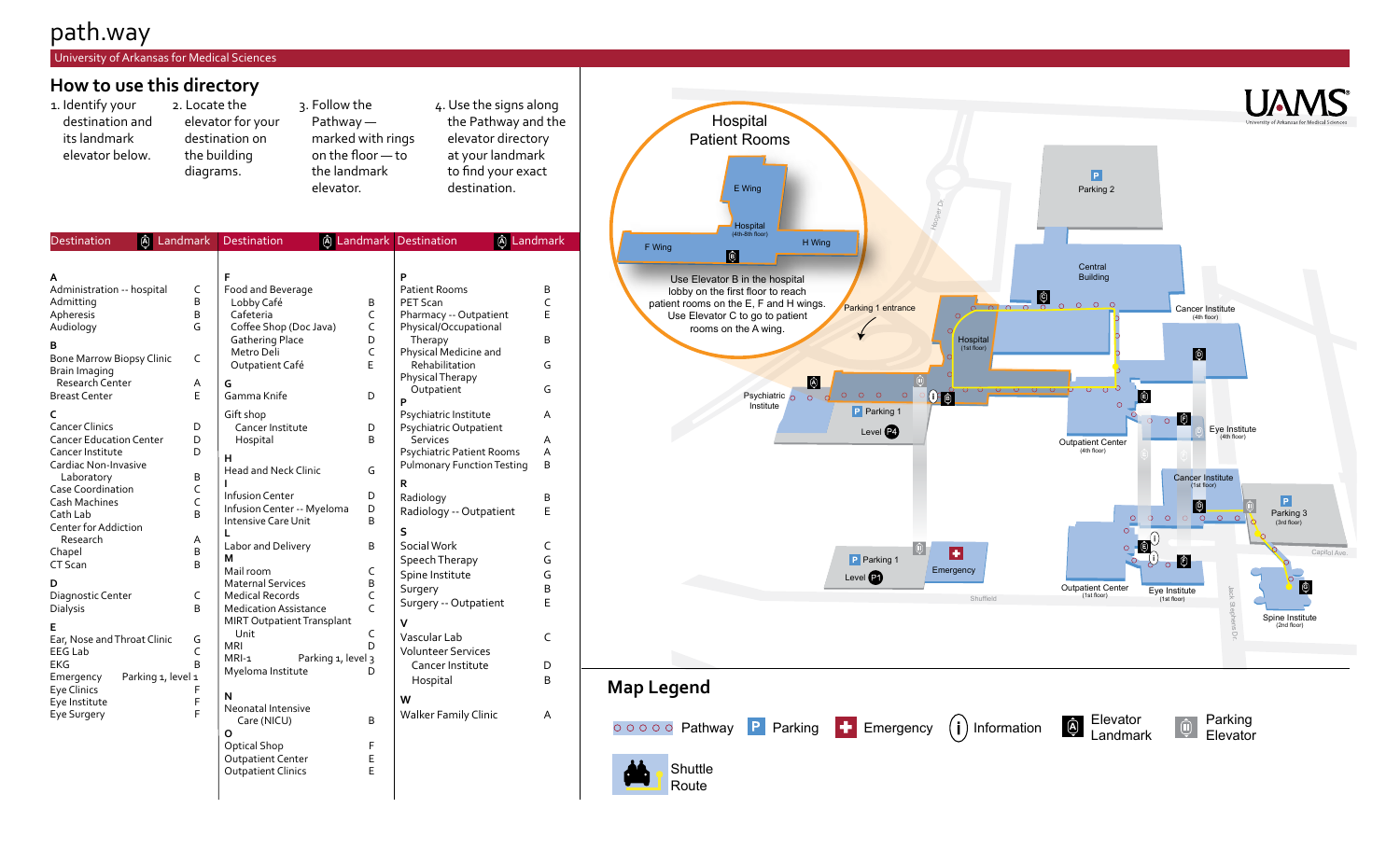# path.way

University of Arkansas for Medical Sciences

## How to use this directory

1. Identify your destination and its landmark elevator below.
2. Locate the elevator for your destination on the building diagrams.
3. Follow the Pathway — marked with rings on the floor — to the landmark elevator.
4. Use the signs along the Pathway and the elevator directory at your landmark to find your exact destination.

| Destination | Landmark |
|---|---|
| **A** | |
| Administration -- hospital | C |
| Admitting | B |
| Apheresis | B |
| Audiology | G |
| **B** | |
| Bone Marrow Biopsy Clinic | C |
| Brain Imaging Research Center | A |
| Breast Center | E |
| **C** | |
| Cancer Clinics | D |
| Cancer Education Center | D |
| Cancer Institute | D |
| Cardiac Non-Invasive Laboratory | B |
| Case Coordination | C |
| Cash Machines | C |
| Cath Lab | B |
| Center for Addiction Research | A |
| Chapel | B |
| CT Scan | B |
| **D** | |
| Diagnostic Center | C |
| Dialysis | B |
| **E** | |
| Ear, Nose and Throat Clinic | G |
| EEG Lab | C |
| EKG | B |
| Emergency | Parking 1, level 1 |
| Eye Clinics | F |
| Eye Institute | F |
| Eye Surgery | F |
| **F** | |
| Food and Beverage | |
| Lobby Café | B |
| Cafeteria | C |
| Coffee Shop (Doc Java) | C |
| Gathering Place | D |
| Metro Deli | C |
| Outpatient Café | E |
| **G** | |
| Gamma Knife | D |
| Gift shop | |
| Cancer Institute | D |
| Hospital | B |
| **H** | |
| Head and Neck Clinic | G |
| **I** | |
| Infusion Center | D |
| Infusion Center -- Myeloma | D |
| Intensive Care Unit | B |
| **L** | |
| Labor and Delivery | B |
| **M** | |
| Mail room | C |
| Maternal Services | B |
| Medical Records | C |
| Medication Assistance | C |
| MIRT Outpatient Transplant Unit | C |
| MRI | D |
| MRI-1 | Parking 1, level 3 |
| Myeloma Institute | D |
| **N** | |
| Neonatal Intensive Care (NICU) | B |
| **O** | |
| Optical Shop | F |
| Outpatient Center | E |
| Outpatient Clinics | E |
| **P** | |
| Patient Rooms | B |
| PET Scan | C |
| Pharmacy -- Outpatient | E |
| Physical/Occupational Therapy | B |
| Physical Medicine and Rehabilitation | G |
| Physical Therapy Outpatient | G |
| **P** | |
| Psychiatric Institute | A |
| Psychiatric Outpatient Services | A |
| Psychiatric Patient Rooms | A |
| Pulmonary Function Testing | B |
| **R** | |
| Radiology | B |
| Radiology -- Outpatient | E |
| **S** | |
| Social Work | C |
| Speech Therapy | G |
| Spine Institute | G |
| Surgery | B |
| Surgery -- Outpatient | E |
| **V** | |
| Vascular Lab | C |
| Volunteer Services | |
| Cancer Institute | D |
| Hospital | B |
| **W** | |
| Walker Family Clinic | A |

Hospital Patient Rooms

E Wing
Hospital (4th-8th floor)
F Wing
H Wing

Use Elevator B in the hospital lobby on the first floor to reach patient rooms on the E, F and H wings. Use Elevator C to go to patient rooms on the A wing.

UAMS
University of Arkansas for Medical Sciences

Parking 2
Central Building
Cancer Institute (4th floor)
Parking 1 entrance
Hospital (1st floor)
Psychiatric Institute
Parking 1
Level P4
Outpatient Center (4th floor)
Eye Institute (4th floor)
Cancer Institute (1st floor)
Parking 3 (3rd floor)
Parking 1
Level P1
Emergency
Outpatient Center (1st floor)
Eye Institute (1st floor)
Spine Institute (2nd floor)
Hooper Dr.
Shuffield
Capitol Ave.
Jack Stephens Dr.

## Map Legend

Pathway
Parking
Emergency
Information
Elevator Landmark
Parking Elevator
Shuttle Route